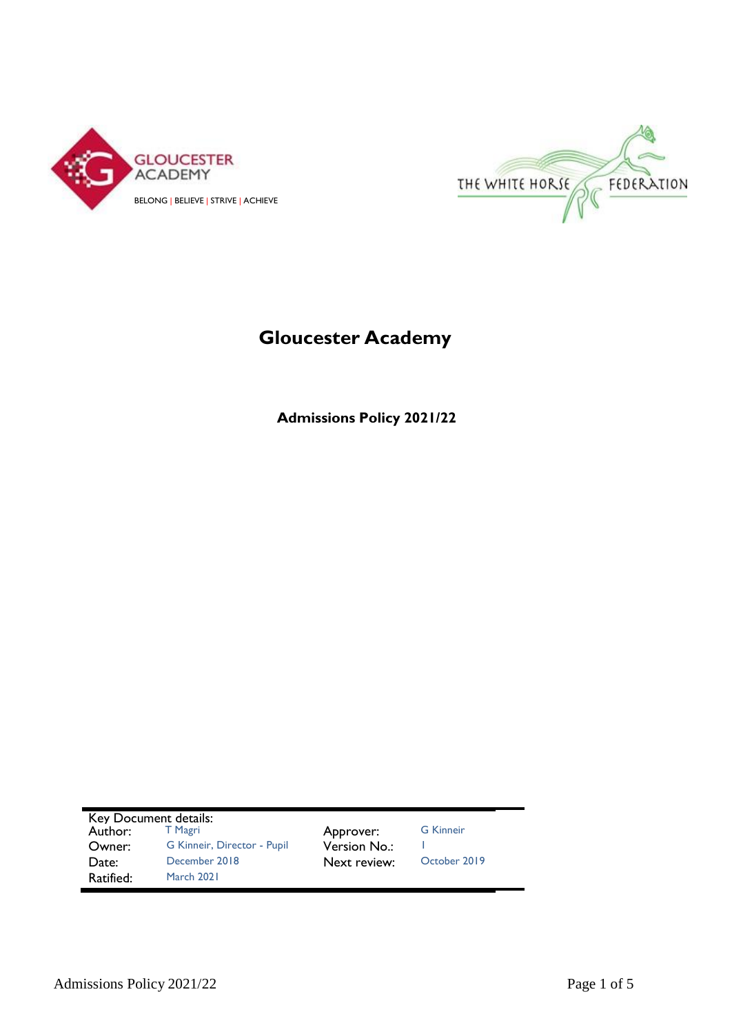GLOUCESTER ACADEMY

BELONG | BELIEVE | STRIVE | ACHIEVE

THE WHITE HORSE FEDERATION

# Gloucester Academy

## Admissions Policy 2021/22

| Key Document details: | | | |
|---|---|---|---|
| Author: | T Magri | Approver: | G Kinneir |
| Owner: | G Kinneir, Director - Pupil | Version No.: | 1 |
| Date: | December 2018 | Next review: | October 2019 |
| Ratified: | March 2021 | | |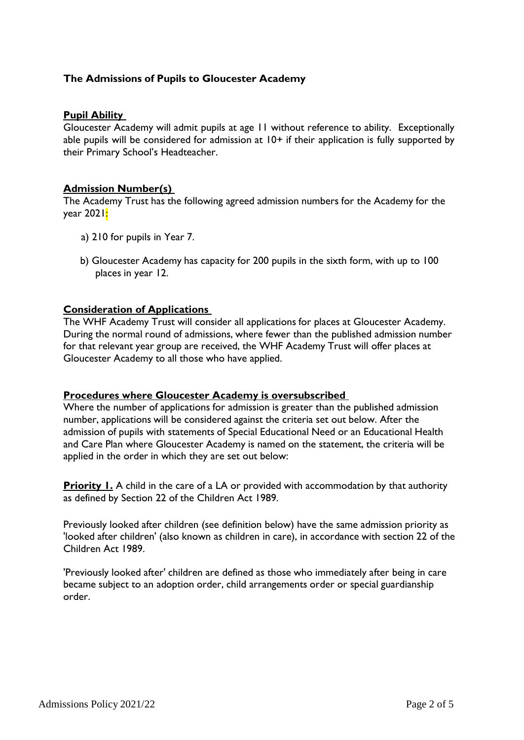### **The Admissions of Pupils to Gloucester Academy**

**Pupil Ability**

Gloucester Academy will admit pupils at age 11 without reference to ability. Exceptionally able pupils will be considered for admission at 10+ if their application is fully supported by their Primary School's Headteacher.

**Admission Number(s)**

The Academy Trust has the following agreed admission numbers for the Academy for the year 2021:

a) 210 for pupils in Year 7.

b) Gloucester Academy has capacity for 200 pupils in the sixth form, with up to 100 places in year 12.

**Consideration of Applications**

The WHF Academy Trust will consider all applications for places at Gloucester Academy. During the normal round of admissions, where fewer than the published admission number for that relevant year group are received, the WHF Academy Trust will offer places at Gloucester Academy to all those who have applied.

**Procedures where Gloucester Academy is oversubscribed**

Where the number of applications for admission is greater than the published admission number, applications will be considered against the criteria set out below. After the admission of pupils with statements of Special Educational Need or an Educational Health and Care Plan where Gloucester Academy is named on the statement, the criteria will be applied in the order in which they are set out below:

**Priority 1.** A child in the care of a LA or provided with accommodation by that authority as defined by Section 22 of the Children Act 1989.

Previously looked after children (see definition below) have the same admission priority as 'looked after children' (also known as children in care), in accordance with section 22 of the Children Act 1989.

'Previously looked after' children are defined as those who immediately after being in care became subject to an adoption order, child arrangements order or special guardianship order.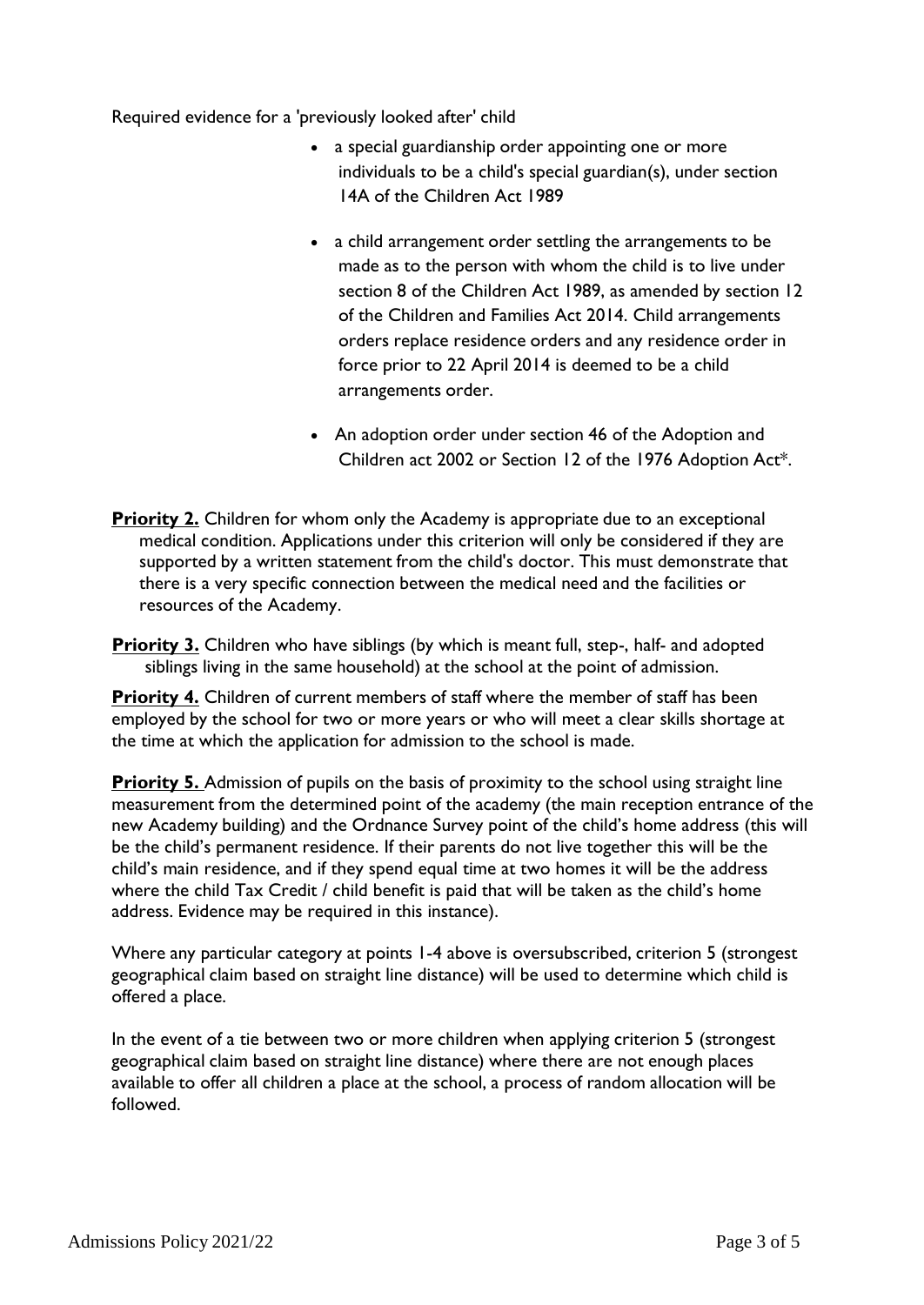Required evidence for a 'previously looked after' child

- a special guardianship order appointing one or more individuals to be a child's special guardian(s), under section 14A of the Children Act 1989
- a child arrangement order settling the arrangements to be made as to the person with whom the child is to live under section 8 of the Children Act 1989, as amended by section 12 of the Children and Families Act 2014. Child arrangements orders replace residence orders and any residence order in force prior to 22 April 2014 is deemed to be a child arrangements order.
- An adoption order under section 46 of the Adoption and Children act 2002 or Section 12 of the 1976 Adoption Act*.

**Priority 2.** Children for whom only the Academy is appropriate due to an exceptional medical condition. Applications under this criterion will only be considered if they are supported by a written statement from the child's doctor. This must demonstrate that there is a very specific connection between the medical need and the facilities or resources of the Academy.

**Priority 3.** Children who have siblings (by which is meant full, step-, half- and adopted siblings living in the same household) at the school at the point of admission.

**Priority 4.** Children of current members of staff where the member of staff has been employed by the school for two or more years or who will meet a clear skills shortage at the time at which the application for admission to the school is made.

**Priority 5.** Admission of pupils on the basis of proximity to the school using straight line measurement from the determined point of the academy (the main reception entrance of the new Academy building) and the Ordnance Survey point of the child's home address (this will be the child's permanent residence. If their parents do not live together this will be the child's main residence, and if they spend equal time at two homes it will be the address where the child Tax Credit / child benefit is paid that will be taken as the child's home address. Evidence may be required in this instance).

Where any particular category at points 1-4 above is oversubscribed, criterion 5 (strongest geographical claim based on straight line distance) will be used to determine which child is offered a place.

In the event of a tie between two or more children when applying criterion 5 (strongest geographical claim based on straight line distance) where there are not enough places available to offer all children a place at the school, a process of random allocation will be followed.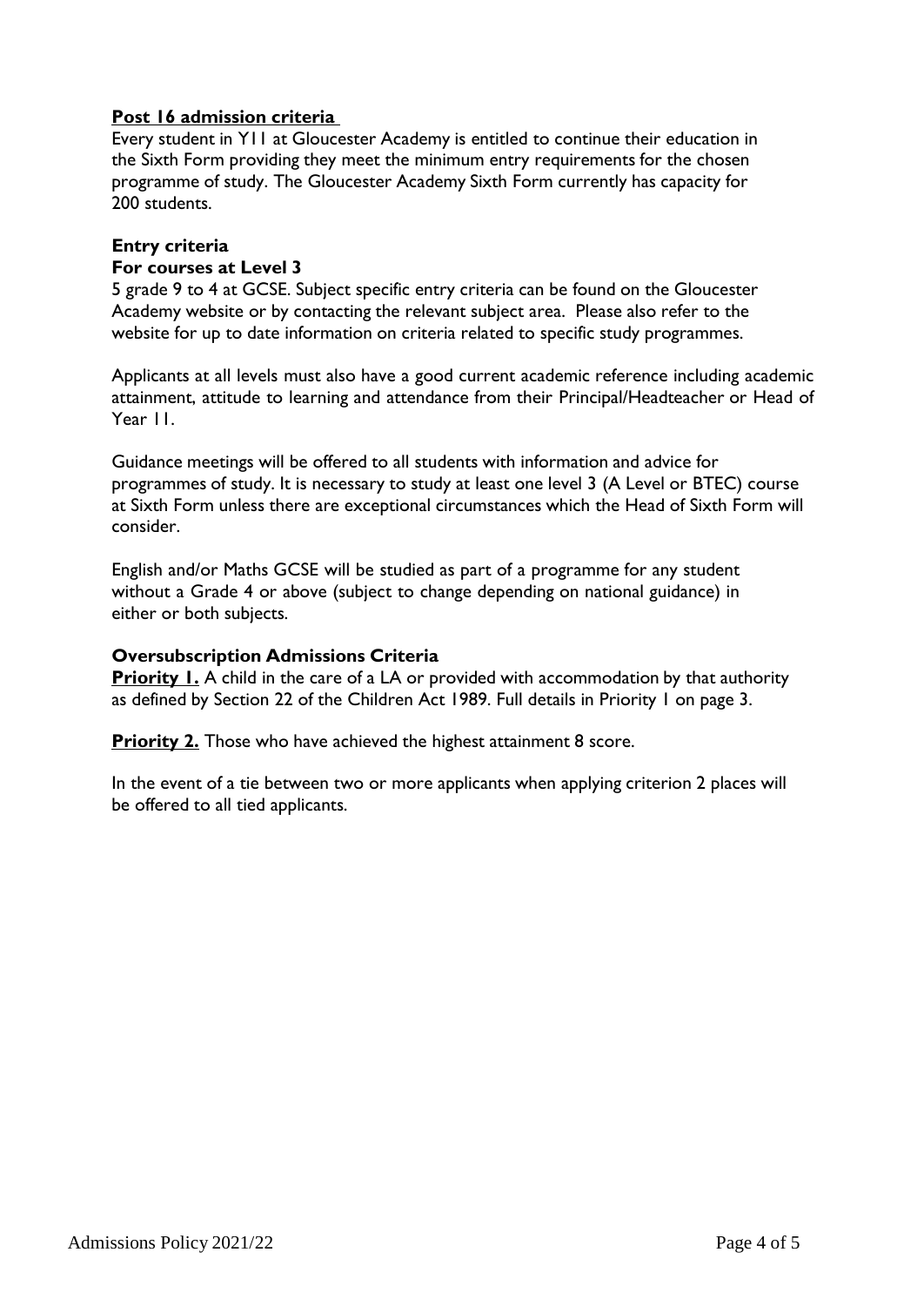## Post 16 admission criteria

Every student in Y11 at Gloucester Academy is entitled to continue their education in the Sixth Form providing they meet the minimum entry requirements for the chosen programme of study. The Gloucester Academy Sixth Form currently has capacity for 200 students.

### Entry criteria

**For courses at Level 3**

5 grade 9 to 4 at GCSE. Subject specific entry criteria can be found on the Gloucester Academy website or by contacting the relevant subject area. Please also refer to the website for up to date information on criteria related to specific study programmes.

Applicants at all levels must also have a good current academic reference including academic attainment, attitude to learning and attendance from their Principal/Headteacher or Head of Year 11.

Guidance meetings will be offered to all students with information and advice for programmes of study. It is necessary to study at least one level 3 (A Level or BTEC) course at Sixth Form unless there are exceptional circumstances which the Head of Sixth Form will consider.

English and/or Maths GCSE will be studied as part of a programme for any student without a Grade 4 or above (subject to change depending on national guidance) in either or both subjects.

### Oversubscription Admissions Criteria

**Priority 1.** A child in the care of a LA or provided with accommodation by that authority as defined by Section 22 of the Children Act 1989. Full details in Priority 1 on page 3.

**Priority 2.** Those who have achieved the highest attainment 8 score.

In the event of a tie between two or more applicants when applying criterion 2 places will be offered to all tied applicants.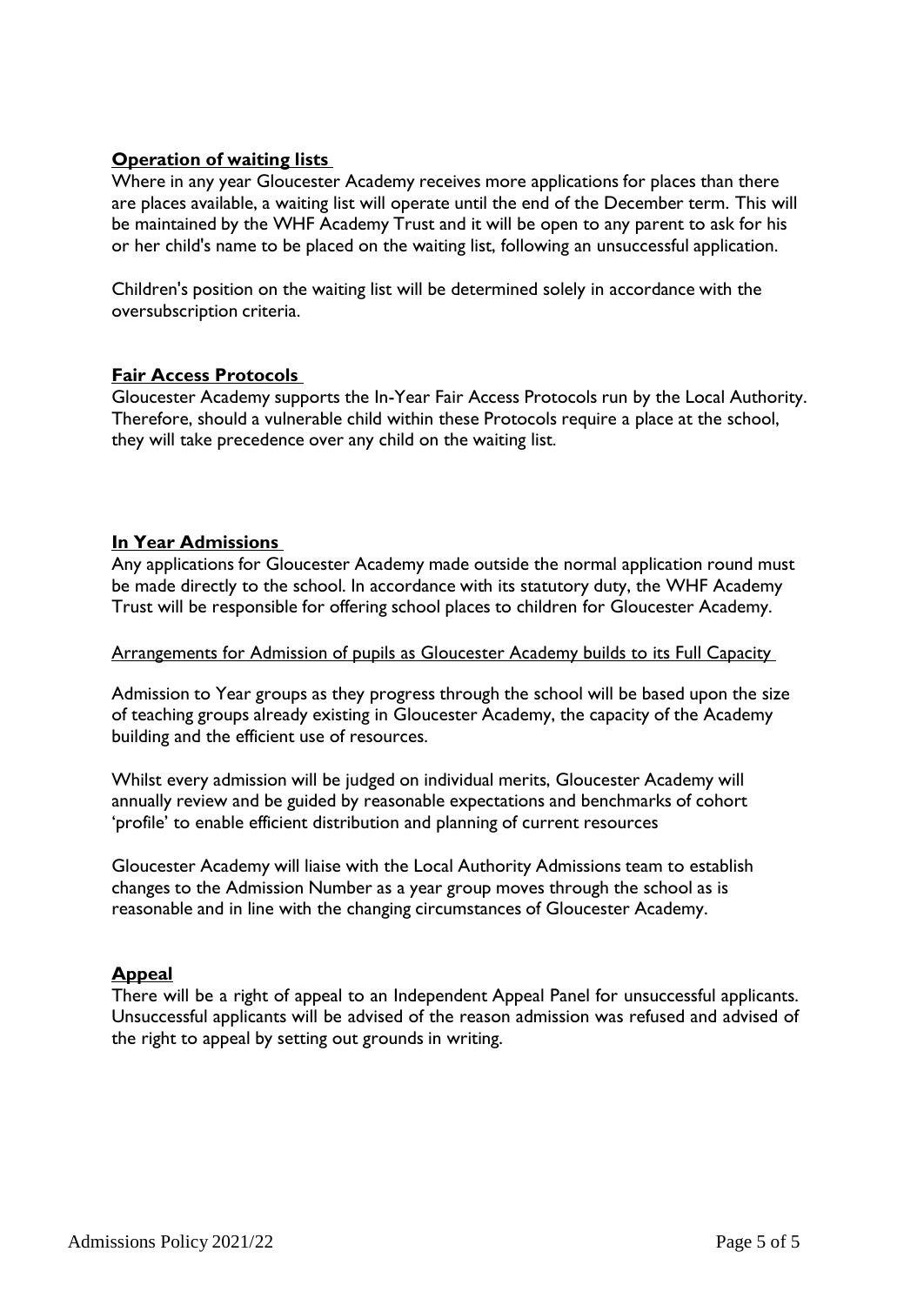## Operation of waiting lists

Where in any year Gloucester Academy receives more applications for places than there are places available, a waiting list will operate until the end of the December term. This will be maintained by the WHF Academy Trust and it will be open to any parent to ask for his or her child's name to be placed on the waiting list, following an unsuccessful application.

Children's position on the waiting list will be determined solely in accordance with the oversubscription criteria.

## Fair Access Protocols

Gloucester Academy supports the In-Year Fair Access Protocols run by the Local Authority. Therefore, should a vulnerable child within these Protocols require a place at the school, they will take precedence over any child on the waiting list.

## In Year Admissions

Any applications for Gloucester Academy made outside the normal application round must be made directly to the school. In accordance with its statutory duty, the WHF Academy Trust will be responsible for offering school places to children for Gloucester Academy.

### Arrangements for Admission of pupils as Gloucester Academy builds to its Full Capacity

Admission to Year groups as they progress through the school will be based upon the size of teaching groups already existing in Gloucester Academy, the capacity of the Academy building and the efficient use of resources.

Whilst every admission will be judged on individual merits, Gloucester Academy will annually review and be guided by reasonable expectations and benchmarks of cohort 'profile' to enable efficient distribution and planning of current resources

Gloucester Academy will liaise with the Local Authority Admissions team to establish changes to the Admission Number as a year group moves through the school as is reasonable and in line with the changing circumstances of Gloucester Academy.

## Appeal

There will be a right of appeal to an Independent Appeal Panel for unsuccessful applicants. Unsuccessful applicants will be advised of the reason admission was refused and advised of the right to appeal by setting out grounds in writing.